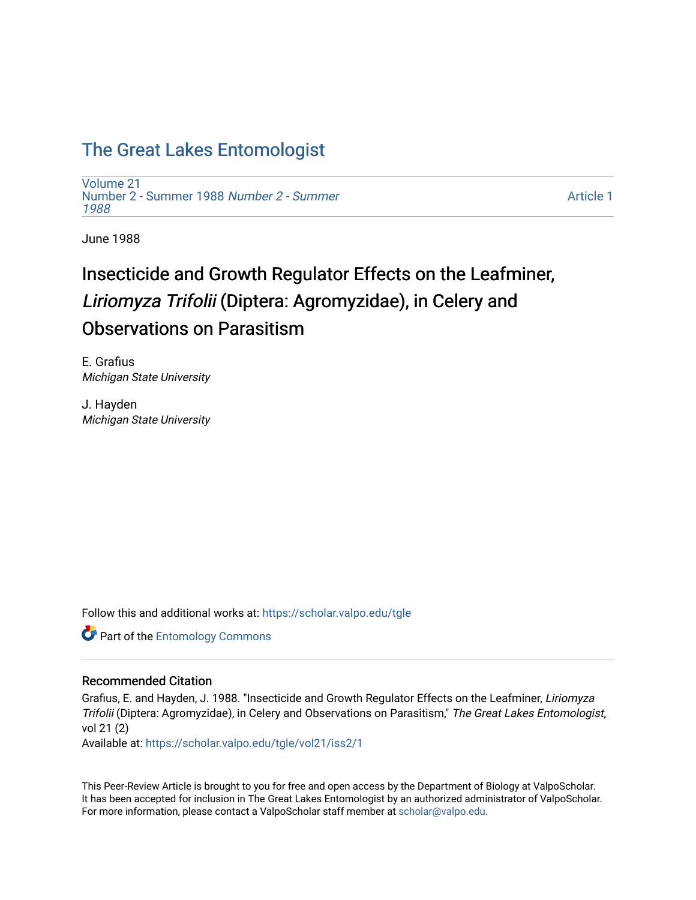# The Great Lakes Entomologist

Volume 21
Number 2 - Summer 1988 *Number 2 - Summer 1988*

Article 1

June 1988

## Insecticide and Growth Regulator Effects on the Leafminer, *Liriomyza Trifolii* (Diptera: Agromyzidae), in Celery and Observations on Parasitism

E. Grafius
*Michigan State University*

J. Hayden
*Michigan State University*

Follow this and additional works at: https://scholar.valpo.edu/tgle

Part of the Entomology Commons

### Recommended Citation

Grafius, E. and Hayden, J. 1988. "Insecticide and Growth Regulator Effects on the Leafminer, *Liriomyza Trifolii* (Diptera: Agromyzidae), in Celery and Observations on Parasitism," *The Great Lakes Entomologist*, vol 21 (2)
Available at: https://scholar.valpo.edu/tgle/vol21/iss2/1

This Peer-Review Article is brought to you for free and open access by the Department of Biology at ValpoScholar. It has been accepted for inclusion in The Great Lakes Entomologist by an authorized administrator of ValpoScholar. For more information, please contact a ValpoScholar staff member at scholar@valpo.edu.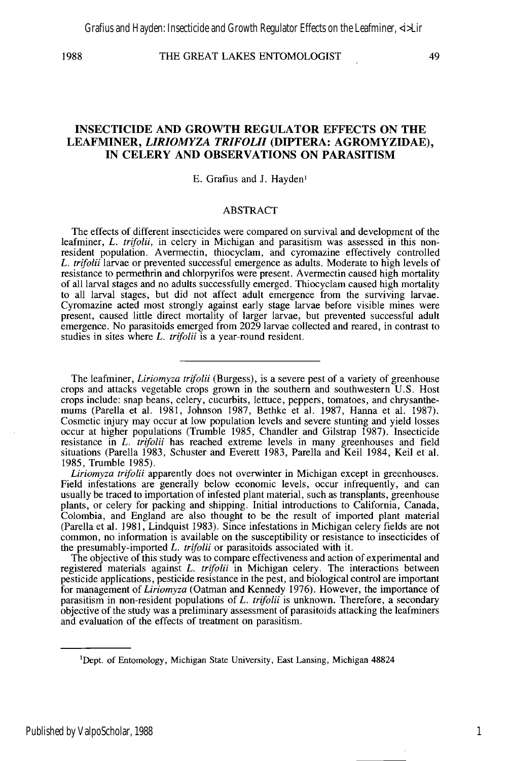## INSECTICIDE AND GROWTH REGULATOR EFFECTS ON THE LEAFMINER, *LIRIOMYZA TRIFOLII* (DIPTERA: AGROMYZIDAE), IN CELERY AND OBSERVATIONS ON PARASITISM

E. Grafius and J. Hayden[1]

### ABSTRACT

The effects of different insecticides were compared on survival and development of the leafminer, *L. trifolii*, in celery in Michigan and parasitism was assessed in this non-resident population. Avermectin, thiocyclam, and cyromazine effectively controlled *L. trifolii* larvae or prevented successful emergence as adults. Moderate to high levels of resistance to permethrin and chlorpyrifos were present. Avermectin caused high mortality of all larval stages and no adults successfully emerged. Thiocyclam caused high mortality to all larval stages, but did not affect adult emergence from the surviving larvae. Cyromazine acted most strongly against early stage larvae before visible mines were present, caused little direct mortality of larger larvae, but prevented successful adult emergence. No parasitoids emerged from 2029 larvae collected and reared, in contrast to studies in sites where *L. trifolii* is a year-round resident.

---

The leafminer, *Liriomyza trifolii* (Burgess), is a severe pest of a variety of greenhouse crops and attacks vegetable crops grown in the southern and southwestern U.S. Host crops include: snap beans, celery, cucurbits, lettuce, peppers, tomatoes, and chrysanthemums (Parella et al. 1981, Johnson 1987, Bethke et al. 1987, Hanna et al. 1987). Cosmetic injury may occur at low population levels and severe stunting and yield losses occur at higher populations (Trumble 1985, Chandler and Gilstrap 1987). Insecticide resistance in *L. trifolii* has reached extreme levels in many greenhouses and field situations (Parella 1983, Schuster and Everett 1983, Parella and Keil 1984, Keil et al. 1985, Trumble 1985).

*Liriomyza trifolii* apparently does not overwinter in Michigan except in greenhouses. Field infestations are generally below economic levels, occur infrequently, and can usually be traced to importation of infested plant material, such as transplants, greenhouse plants, or celery for packing and shipping. Initial introductions to California, Canada, Colombia, and England are also thought to be the result of imported plant material (Parella et al. 1981, Lindquist 1983). Since infestations in Michigan celery fields are not common, no information is available on the susceptibility or resistance to insecticides of the presumably-imported *L. trifolii* or parasitoids associated with it.

The objective of this study was to compare effectiveness and action of experimental and registered materials against *L. trifolii* in Michigan celery. The interactions between pesticide applications, pesticide resistance in the pest, and biological control are important for management of *Liriomyza* (Oatman and Kennedy 1976). However, the importance of parasitism in non-resident populations of *L. trifolii* is unknown. Therefore, a secondary objective of the study was a preliminary assessment of parasitoids attacking the leafminers and evaluation of the effects of treatment on parasitism.

---

[1]Dept. of Entomology, Michigan State University, East Lansing, Michigan 48824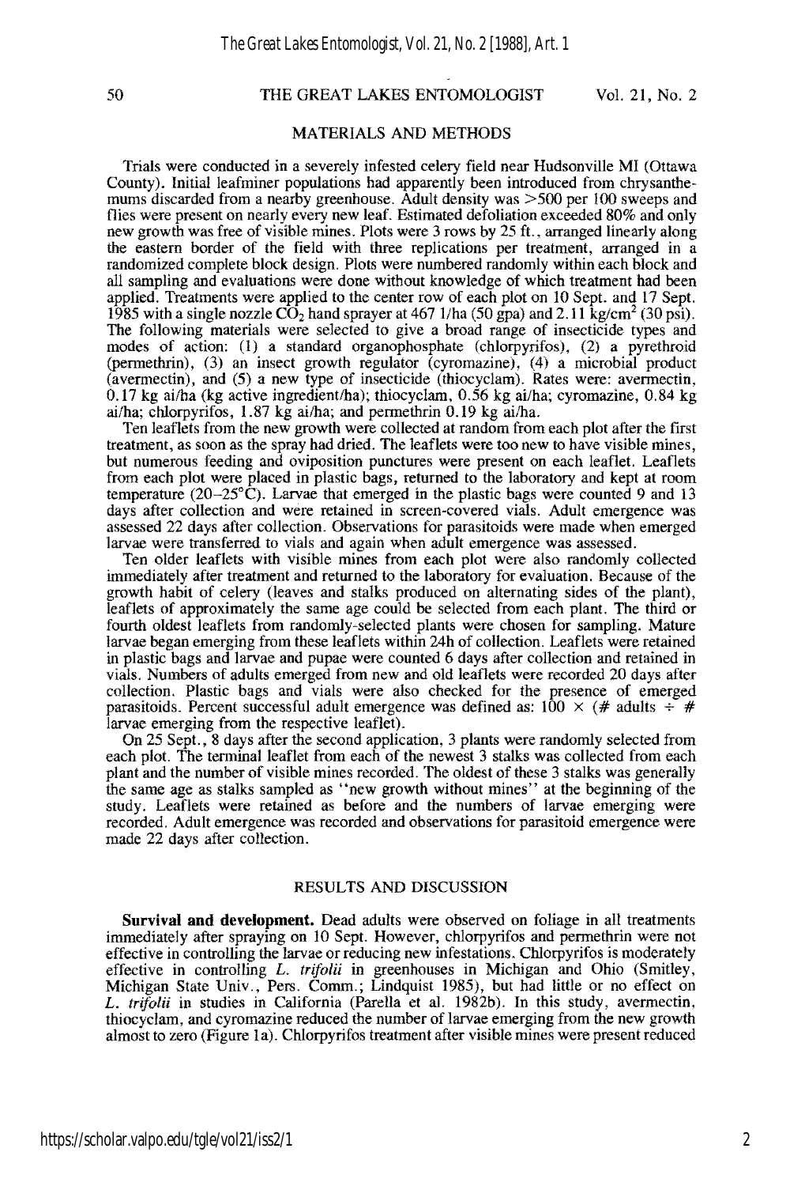## MATERIALS AND METHODS

Trials were conducted in a severely infested celery field near Hudsonville MI (Ottawa County). Initial leafminer populations had apparently been introduced from chrysanthemums discarded from a nearby greenhouse. Adult density was >500 per 100 sweeps and flies were present on nearly every new leaf. Estimated defoliation exceeded 80% and only new growth was free of visible mines. Plots were 3 rows by 25 ft., arranged linearly along the eastern border of the field with three replications per treatment, arranged in a randomized complete block design. Plots were numbered randomly within each block and all sampling and evaluations were done without knowledge of which treatment had been applied. Treatments were applied to the center row of each plot on 10 Sept. and 17 Sept. 1985 with a single nozzle $CO_2$ hand sprayer at 467 l/ha (50 gpa) and 2.11 kg/cm$^2$ (30 psi). The following materials were selected to give a broad range of insecticide types and modes of action: (1) a standard organophosphate (chlorpyrifos), (2) a pyrethroid (permethrin), (3) an insect growth regulator (cyromazine), (4) a microbial product (avermectin), and (5) a new type of insecticide (thiocyclam). Rates were: avermectin, 0.17 kg ai/ha (kg active ingredient/ha); thiocyclam, 0.56 kg ai/ha; cyromazine, 0.84 kg ai/ha; chlorpyrifos, 1.87 kg ai/ha; and permethrin 0.19 kg ai/ha.

Ten leaflets from the new growth were collected at random from each plot after the first treatment, as soon as the spray had dried. The leaflets were too new to have visible mines, but numerous feeding and oviposition punctures were present on each leaflet. Leaflets from each plot were placed in plastic bags, returned to the laboratory and kept at room temperature (20–25°C). Larvae that emerged in the plastic bags were counted 9 and 13 days after collection and were retained in screen-covered vials. Adult emergence was assessed 22 days after collection. Observations for parasitoids were made when emerged larvae were transferred to vials and again when adult emergence was assessed.

Ten older leaflets with visible mines from each plot were also randomly collected immediately after treatment and returned to the laboratory for evaluation. Because of the growth habit of celery (leaves and stalks produced on alternating sides of the plant), leaflets of approximately the same age could be selected from each plant. The third or fourth oldest leaflets from randomly-selected plants were chosen for sampling. Mature larvae began emerging from these leaflets within 24h of collection. Leaflets were retained in plastic bags and larvae and pupae were counted 6 days after collection and retained in vials. Numbers of adults emerged from new and old leaflets were recorded 20 days after collection. Plastic bags and vials were also checked for the presence of emerged parasitoids. Percent successful adult emergence was defined as: $100 \times$ (# adults $\div$ # larvae emerging from the respective leaflet).

On 25 Sept., 8 days after the second application, 3 plants were randomly selected from each plot. The terminal leaflet from each of the newest 3 stalks was collected from each plant and the number of visible mines recorded. The oldest of these 3 stalks was generally the same age as stalks sampled as "new growth without mines" at the beginning of the study. Leaflets were retained as before and the numbers of larvae emerging were recorded. Adult emergence was recorded and observations for parasitoid emergence were made 22 days after collection.

## RESULTS AND DISCUSSION

**Survival and development.** Dead adults were observed on foliage in all treatments immediately after spraying on 10 Sept. However, chlorpyrifos and permethrin were not effective in controlling the larvae or reducing new infestations. Chlorpyrifos is moderately effective in controlling *L. trifolii* in greenhouses in Michigan and Ohio (Smitley, Michigan State Univ., Pers. Comm.; Lindquist 1985), but had little or no effect on *L. trifolii* in studies in California (Parella et al. 1982b). In this study, avermectin, thiocyclam, and cyromazine reduced the number of larvae emerging from the new growth almost to zero (Figure 1a). Chlorpyrifos treatment after visible mines were present reduced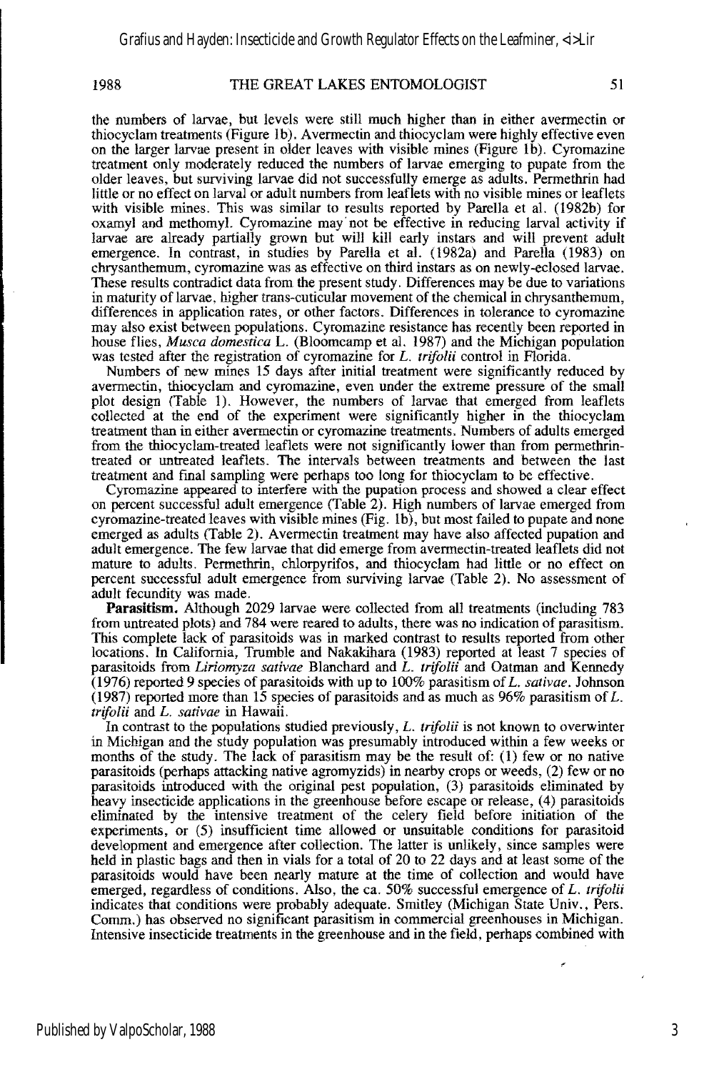the numbers of larvae, but levels were still much higher than in either avermectin or thiocyclam treatments (Figure 1b). Avermectin and thiocyclam were highly effective even on the larger larvae present in older leaves with visible mines (Figure 1b). Cyromazine treatment only moderately reduced the numbers of larvae emerging to pupate from the older leaves, but surviving larvae did not successfully emerge as adults. Permethrin had little or no effect on larval or adult numbers from leaflets with no visible mines or leaflets with visible mines. This was similar to results reported by Parella et al. (1982b) for oxamyl and methomyl. Cyromazine may not be effective in reducing larval activity if larvae are already partially grown but will kill early instars and will prevent adult emergence. In contrast, in studies by Parella et al. (1982a) and Parella (1983) on chrysanthemum, cyromazine was as effective on third instars as on newly-eclosed larvae. These results contradict data from the present study. Differences may be due to variations in maturity of larvae, higher trans-cuticular movement of the chemical in chrysanthemum, differences in application rates, or other factors. Differences in tolerance to cyromazine may also exist between populations. Cyromazine resistance has recently been reported in house flies, *Musca domestica* L. (Bloomcamp et al. 1987) and the Michigan population was tested after the registration of cyromazine for *L. trifolii* control in Florida.

Numbers of new mines 15 days after initial treatment were significantly reduced by avermectin, thiocyclam and cyromazine, even under the extreme pressure of the small plot design (Table 1). However, the numbers of larvae that emerged from leaflets collected at the end of the experiment were significantly higher in the thiocyclam treatment than in either avermectin or cyromazine treatments. Numbers of adults emerged from the thiocyclam-treated leaflets were not significantly lower than from permethrin-treated or untreated leaflets. The intervals between treatments and between the last treatment and final sampling were perhaps too long for thiocyclam to be effective.

Cyromazine appeared to interfere with the pupation process and showed a clear effect on percent successful adult emergence (Table 2). High numbers of larvae emerged from cyromazine-treated leaves with visible mines (Fig. 1b), but most failed to pupate and none emerged as adults (Table 2). Avermectin treatment may have also affected pupation and adult emergence. The few larvae that did emerge from avermectin-treated leaflets did not mature to adults. Permethrin, chlorpyrifos, and thiocyclam had little or no effect on percent successful adult emergence from surviving larvae (Table 2). No assessment of adult fecundity was made.

**Parasitism.** Although 2029 larvae were collected from all treatments (including 783 from untreated plots) and 784 were reared to adults, there was no indication of parasitism. This complete lack of parasitoids was in marked contrast to results reported from other locations. In California, Trumble and Nakakihara (1983) reported at least 7 species of parasitoids from *Liriomyza sativae* Blanchard and *L. trifolii* and Oatman and Kennedy (1976) reported 9 species of parasitoids with up to 100% parasitism of *L. sativae*. Johnson (1987) reported more than 15 species of parasitoids and as much as 96% parasitism of *L. trifolii* and *L. sativae* in Hawaii.

In contrast to the populations studied previously, *L. trifolii* is not known to overwinter in Michigan and the study population was presumably introduced within a few weeks or months of the study. The lack of parasitism may be the result of: (1) few or no native parasitoids (perhaps attacking native agromyzids) in nearby crops or weeds, (2) few or no parasitoids introduced with the original pest population, (3) parasitoids eliminated by heavy insecticide applications in the greenhouse before escape or release, (4) parasitoids eliminated by the intensive treatment of the celery field before initiation of the experiments, or (5) insufficient time allowed or unsuitable conditions for parasitoid development and emergence after collection. The latter is unlikely, since samples were held in plastic bags and then in vials for a total of 20 to 22 days and at least some of the parasitoids would have been nearly mature at the time of collection and would have emerged, regardless of conditions. Also, the ca. 50% successful emergence of *L. trifolii* indicates that conditions were probably adequate. Smitley (Michigan State Univ., Pers. Comm.) has observed no significant parasitism in commercial greenhouses in Michigan. Intensive insecticide treatments in the greenhouse and in the field, perhaps combined with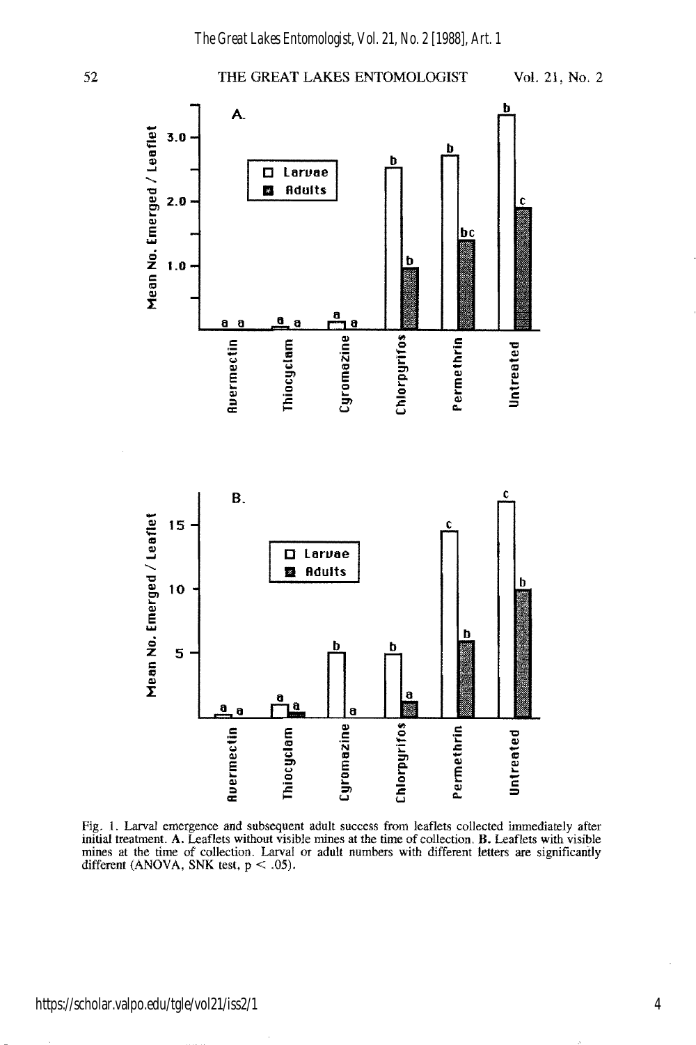Fig. 1. Larval emergence and subsequent adult success from leaflets collected immediately after initial treatment. **A.** Leaflets without visible mines at the time of collection. **B.** Leaflets with visible mines at the time of collection. Larval or adult numbers with different letters are significantly different (ANOVA, SNK test, $p < .05$).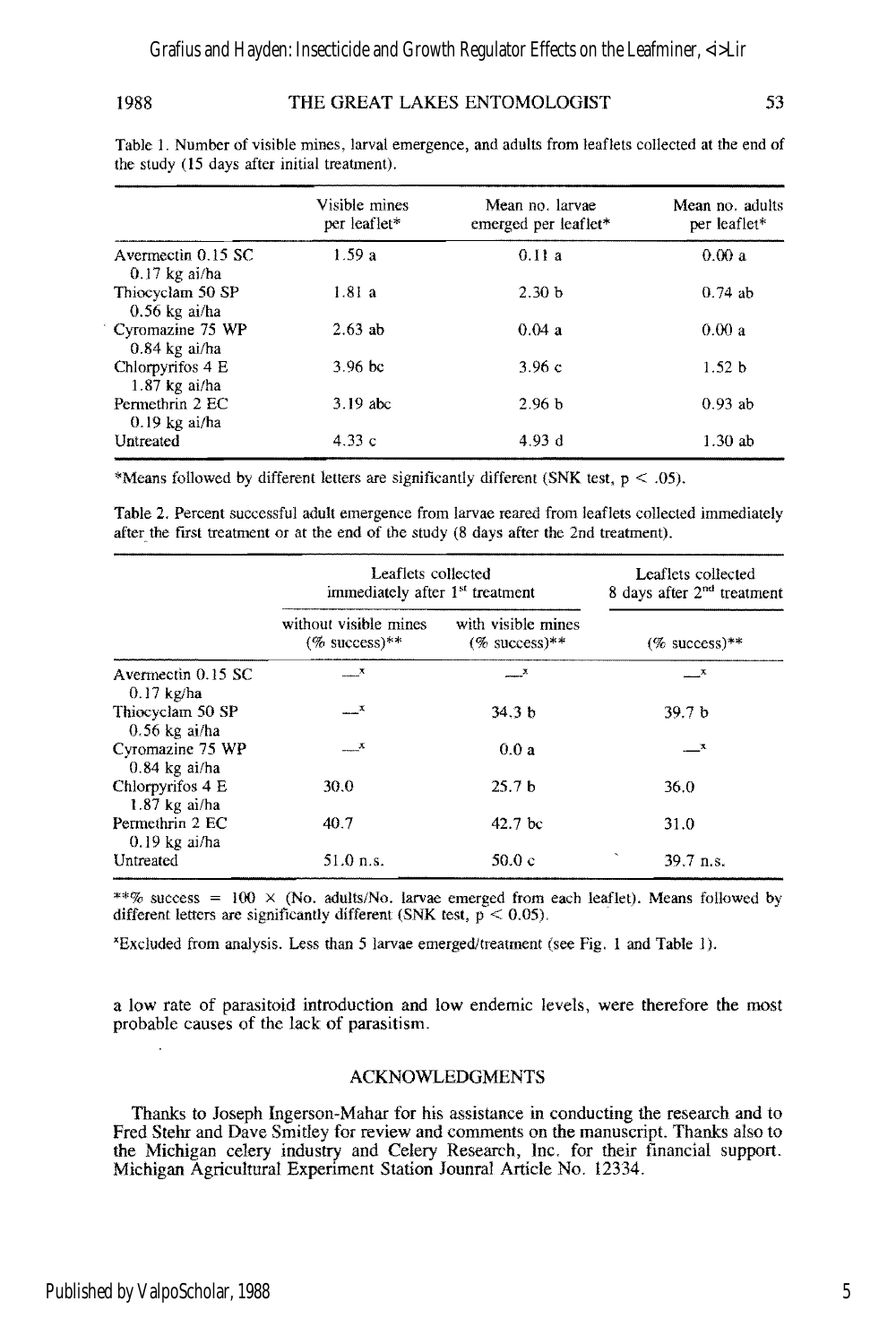Table 1. Number of visible mines, larval emergence, and adults from leaflets collected at the end of the study (15 days after initial treatment).

| | Visible mines per leaflet* | Mean no. larvae emerged per leaflet* | Mean no. adults per leaflet* |
|---|---|---|---|
| Avermectin 0.15 SC 0.17 kg ai/ha | 1.59 a | 0.11 a | 0.00 a |
| Thiocyclam 50 SP 0.56 kg ai/ha | 1.81 a | 2.30 b | 0.74 ab |
| Cyromazine 75 WP 0.84 kg ai/ha | 2.63 ab | 0.04 a | 0.00 a |
| Chlorpyrifos 4 E 1.87 kg ai/ha | 3.96 bc | 3.96 c | 1.52 b |
| Permethrin 2 EC 0.19 kg ai/ha | 3.19 abc | 2.96 b | 0.93 ab |
| Untreated | 4.33 c | 4.93 d | 1.30 ab |

*Means followed by different letters are significantly different (SNK test, $p < .05$).

Table 2. Percent successful adult emergence from larvae reared from leaflets collected immediately after the first treatment or at the end of the study (8 days after the 2nd treatment).

| | Leaflets collected immediately after 1st treatment | | Leaflets collected 8 days after 2nd treatment |
|---|---|---|---|
| | without visible mines (% success)** | with visible mines (% success)** | (% success)** |
| Avermectin 0.15 SC 0.17 kg/ha | —[x] | —[x] | —[x] |
| Thiocyclam 50 SP 0.56 kg ai/ha | —[x] | 34.3 b | 39.7 b |
| Cyromazine 75 WP 0.84 kg ai/ha | —[x] | 0.0 a | —[x] |
| Chlorpyrifos 4 E 1.87 kg ai/ha | 30.0 | 25.7 b | 36.0 |
| Permethrin 2 EC 0.19 kg ai/ha | 40.7 | 42.7 bc | 31.0 |
| Untreated | 51.0 n.s. | 50.0 c | 39.7 n.s. |

**% success = 100 × (No. adults/No. larvae emerged from each leaflet). Means followed by different letters are significantly different (SNK test, $p < 0.05$).

[x]Excluded from analysis. Less than 5 larvae emerged/treatment (see Fig. 1 and Table 1).

a low rate of parasitoid introduction and low endemic levels, were therefore the most probable causes of the lack of parasitism.

## ACKNOWLEDGMENTS

Thanks to Joseph Ingerson-Mahar for his assistance in conducting the research and to Fred Stehr and Dave Smitley for review and comments on the manuscript. Thanks also to the Michigan celery industry and Celery Research, Inc. for their financial support. Michigan Agricultural Experiment Station Jounral Article No. 12334.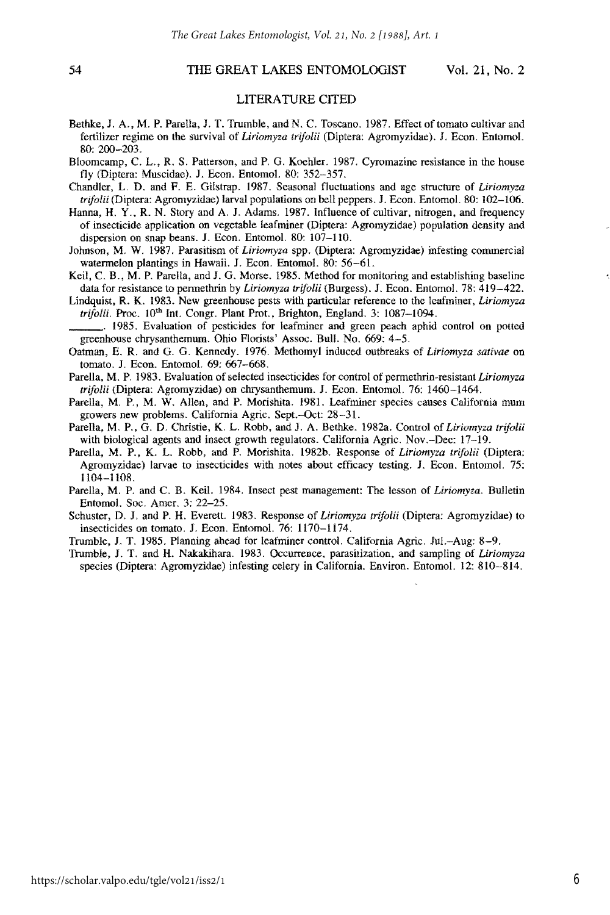## LITERATURE CITED

Bethke, J. A., M. P. Parella, J. T. Trumble, and N. C. Toscano. 1987. Effect of tomato cultivar and fertilizer regime on the survival of *Liriomyza trifolii* (Diptera: Agromyzidae). J. Econ. Entomol. 80: 200–203.

Bloomcamp, C. L., R. S. Patterson, and P. G. Koehler. 1987. Cyromazine resistance in the house fly (Diptera: Muscidae). J. Econ. Entomol. 80: 352–357.

Chandler, L. D. and F. E. Gilstrap. 1987. Seasonal fluctuations and age structure of *Liriomyza trifolii* (Diptera: Agromyzidae) larval populations on bell peppers. J. Econ. Entomol. 80: 102–106.

Hanna, H. Y., R. N. Story and A. J. Adams. 1987. Influence of cultivar, nitrogen, and frequency of insecticide application on vegetable leafminer (Diptera: Agromyzidae) population density and dispersion on snap beans. J. Econ. Entomol. 80: 107–110.

Johnson, M. W. 1987. Parasitism of *Liriomyza* spp. (Diptera: Agromyzidae) infesting commercial watermelon plantings in Hawaii. J. Econ. Entomol. 80: 56–61.

Keil, C. B., M. P. Parella, and J. G. Morse. 1985. Method for monitoring and establishing baseline data for resistance to permethrin by *Liriomyza trifolii* (Burgess). J. Econ. Entomol. 78: 419–422.

Lindquist, R. K. 1983. New greenhouse pests with particular reference to the leafminer, *Liriomyza trifolii*. Proc. 10th Int. Congr. Plant Prot., Brighton, England. 3: 1087–1094.

\_\_\_\_\_\_. 1985. Evaluation of pesticides for leafminer and green peach aphid control on potted greenhouse chrysanthemum. Ohio Florists' Assoc. Bull. No. 669: 4–5.

Oatman, E. R. and G. G. Kennedy. 1976. Methomyl induced outbreaks of *Liriomyza sativae* on tomato. J. Econ. Entomol. 69: 667–668.

Parella, M. P. 1983. Evaluation of selected insecticides for control of permethrin-resistant *Liriomyza trifolii* (Diptera: Agromyzidae) on chrysanthemum. J. Econ. Entomol. 76: 1460–1464.

Parella, M. P., M. W. Allen, and P. Morishita. 1981. Leafminer species causes California mum growers new problems. California Agric. Sept.–Oct: 28–31.

Parella, M. P., G. D. Christie, K. L. Robb, and J. A. Bethke. 1982a. Control of *Liriomyza trifolii* with biological agents and insect growth regulators. California Agric. Nov.–Dec: 17–19.

Parella, M. P., K. L. Robb, and P. Morishita. 1982b. Response of *Liriomyza trifolii* (Diptera: Agromyzidae) larvae to insecticides with notes about efficacy testing. J. Econ. Entomol. 75: 1104–1108.

Parella, M. P. and C. B. Keil. 1984. Insect pest management: The lesson of *Liriomyza*. Bulletin Entomol. Soc. Amer. 3: 22–25.

Schuster, D. J. and P. H. Everett. 1983. Response of *Liriomyza trifolii* (Diptera: Agromyzidae) to insecticides on tomato. J. Econ. Entomol. 76: 1170–1174.

Trumble, J. T. 1985. Planning ahead for leafminer control. California Agric. Jul.–Aug: 8–9.

Trumble, J. T. and H. Nakakihara. 1983. Occurrence, parasitization, and sampling of *Liriomyza* species (Diptera: Agromyzidae) infesting celery in California. Environ. Entomol. 12: 810–814.